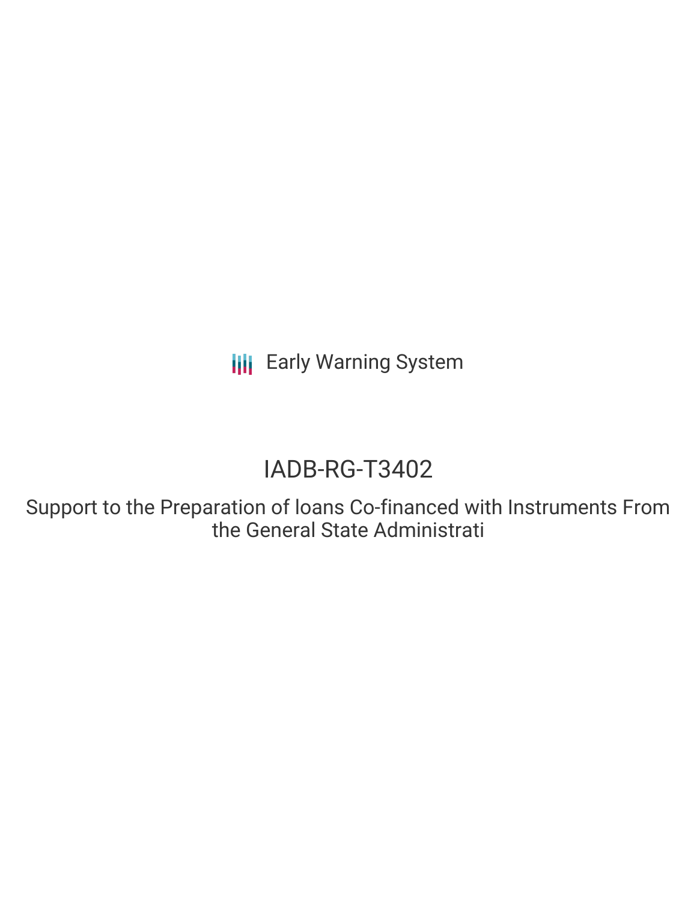Early Warning System

# IADB-RG-T3402

Support to the Preparation of loans Co-financed with Instruments From the General State Administrati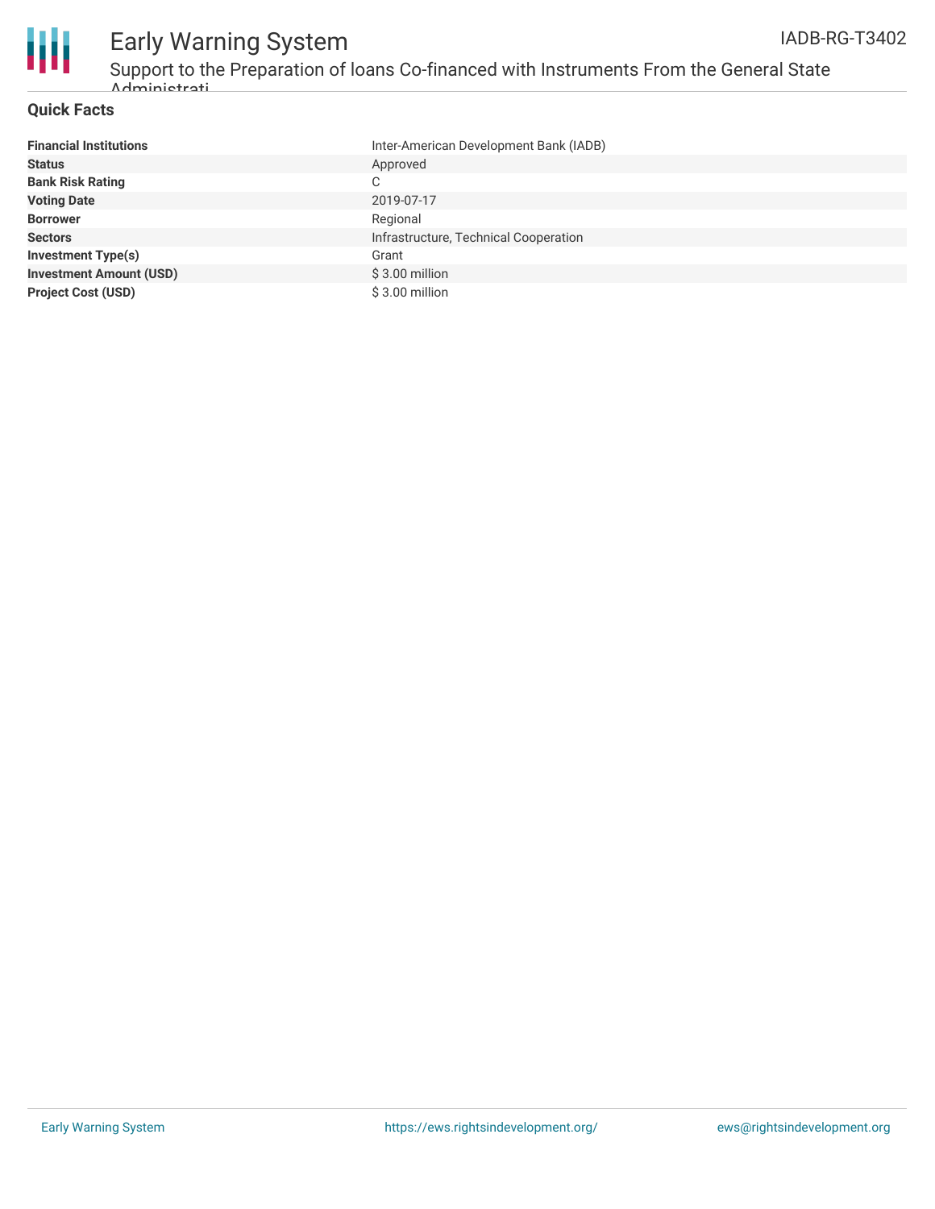## Quick Facts

| | |
|---|---|
| **Financial Institutions** | Inter-American Development Bank (IADB) |
| **Status** | Approved |
| **Bank Risk Rating** | C |
| **Voting Date** | 2019-07-17 |
| **Borrower** | Regional |
| **Sectors** | Infrastructure, Technical Cooperation |
| **Investment Type(s)** | Grant |
| **Investment Amount (USD)** | $ 3.00 million |
| **Project Cost (USD)** | $ 3.00 million |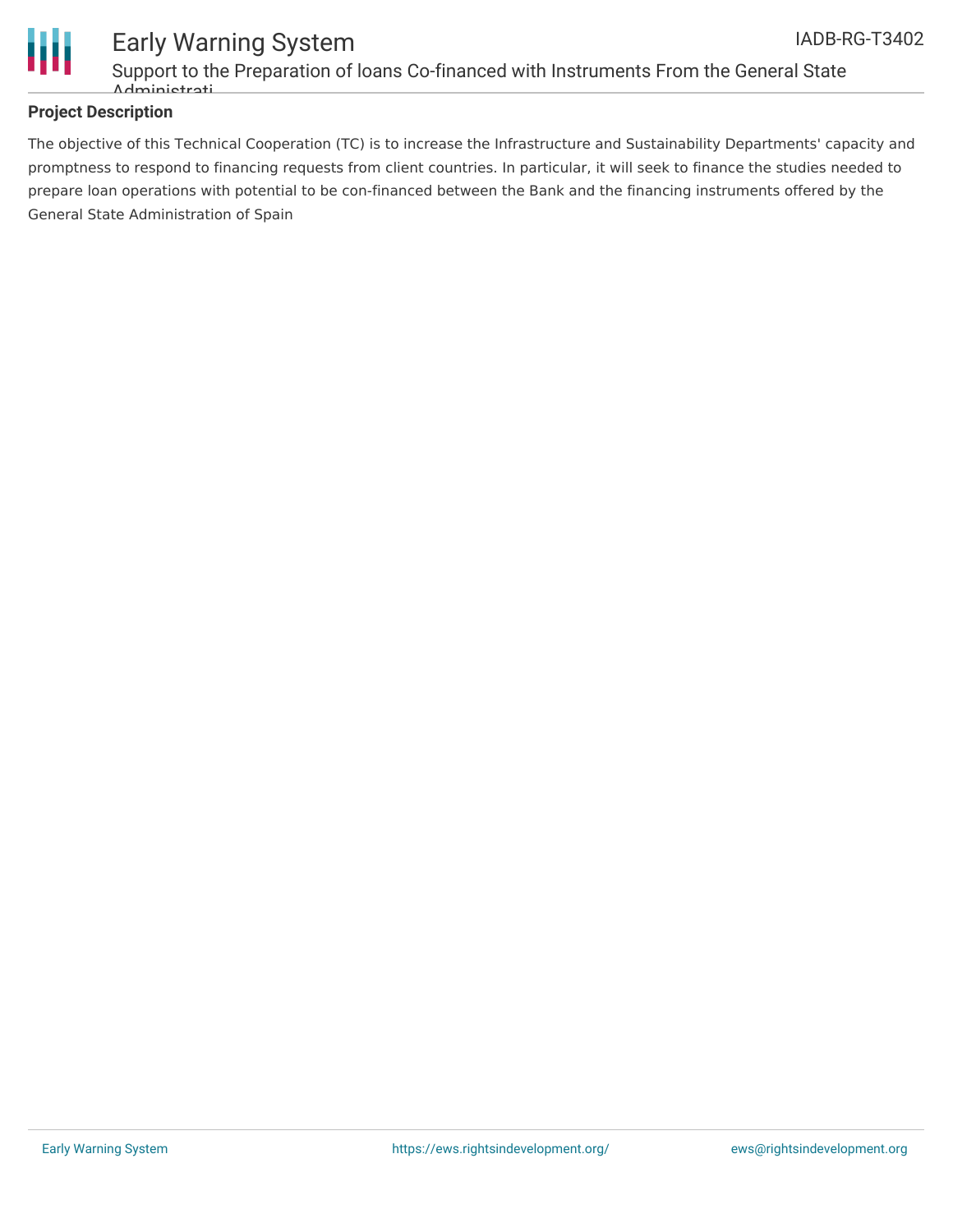## Project Description

The objective of this Technical Cooperation (TC) is to increase the Infrastructure and Sustainability Departments' capacity and promptness to respond to financing requests from client countries. In particular, it will seek to finance the studies needed to prepare loan operations with potential to be con-financed between the Bank and the financing instruments offered by the General State Administration of Spain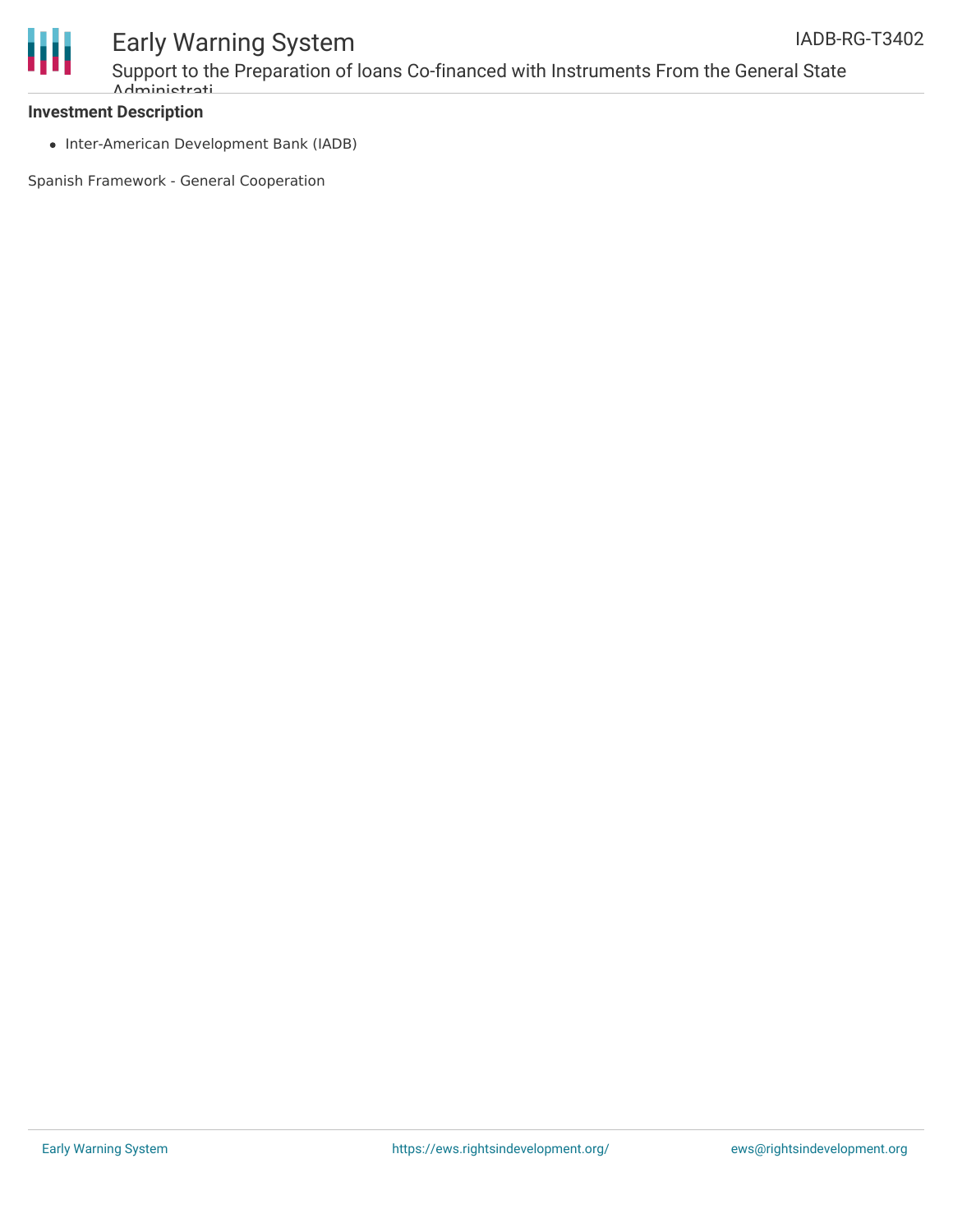**Investment Description**

- Inter-American Development Bank (IADB)

Spanish Framework - General Cooperation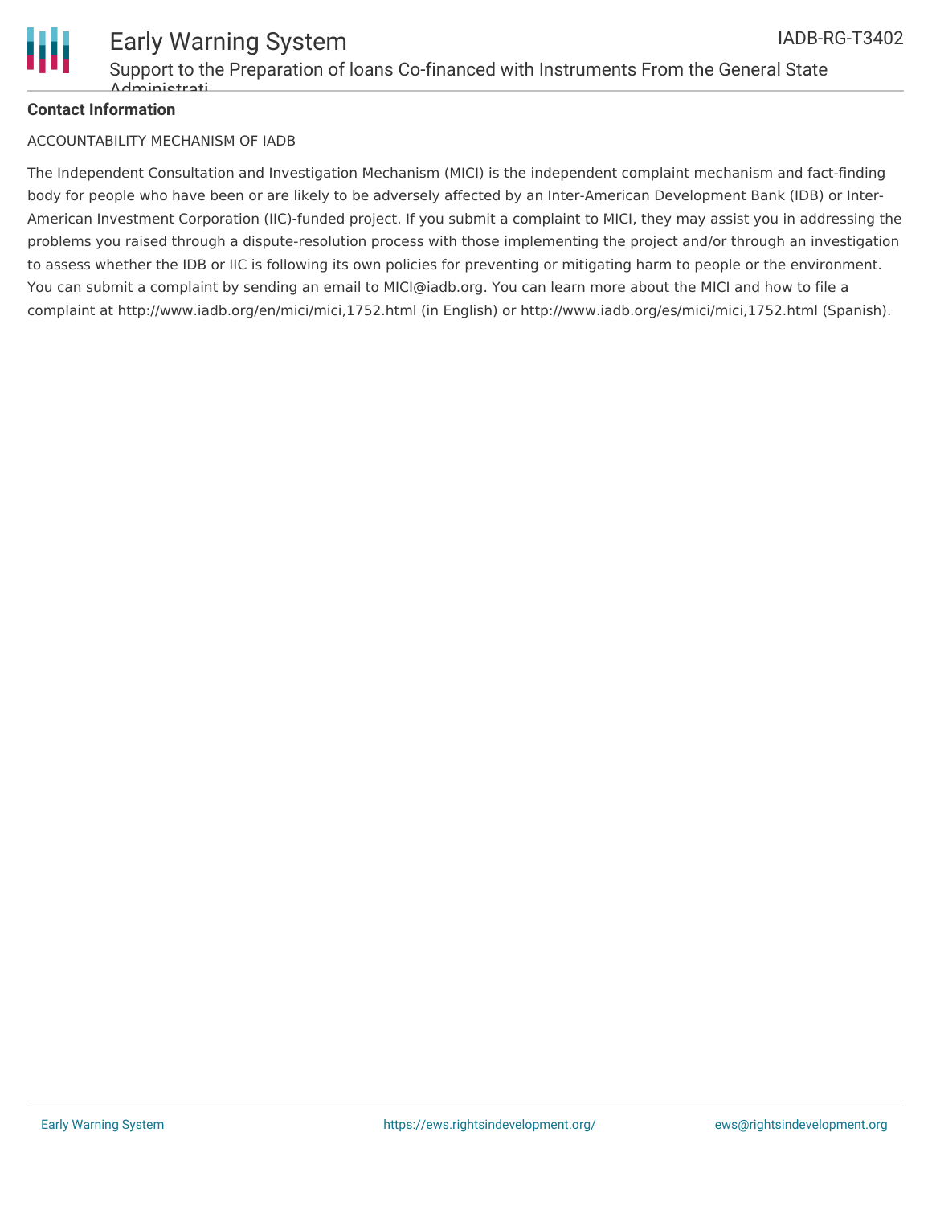**Contact Information**

ACCOUNTABILITY MECHANISM OF IADB

The Independent Consultation and Investigation Mechanism (MICI) is the independent complaint mechanism and fact-finding body for people who have been or are likely to be adversely affected by an Inter-American Development Bank (IDB) or Inter-American Investment Corporation (IIC)-funded project. If you submit a complaint to MICI, they may assist you in addressing the problems you raised through a dispute-resolution process with those implementing the project and/or through an investigation to assess whether the IDB or IIC is following its own policies for preventing or mitigating harm to people or the environment. You can submit a complaint by sending an email to MICI@iadb.org. You can learn more about the MICI and how to file a complaint at http://www.iadb.org/en/mici/mici,1752.html (in English) or http://www.iadb.org/es/mici/mici,1752.html (Spanish).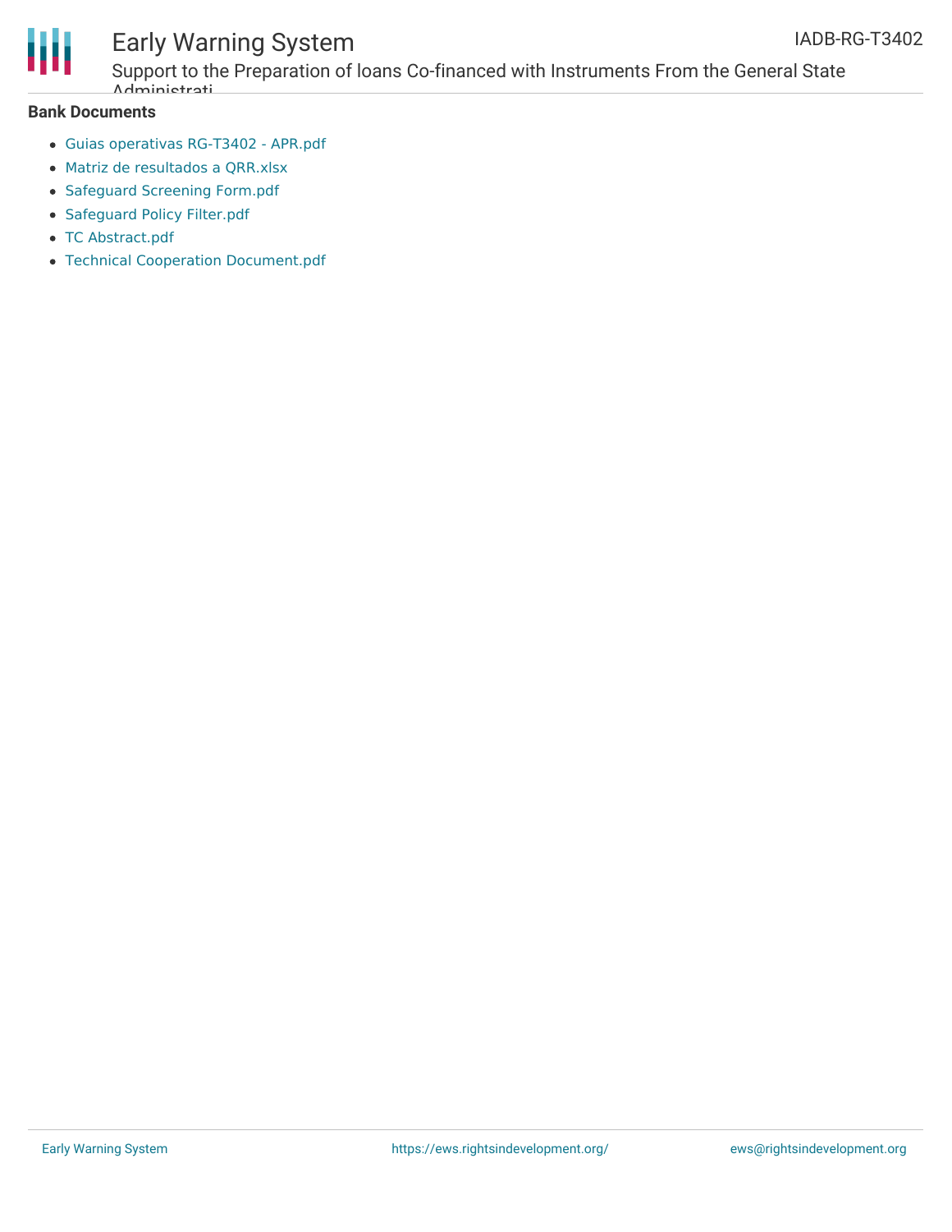### Bank Documents

- Guias operativas RG-T3402 - APR.pdf
- Matriz de resultados a QRR.xlsx
- Safeguard Screening Form.pdf
- Safeguard Policy Filter.pdf
- TC Abstract.pdf
- Technical Cooperation Document.pdf